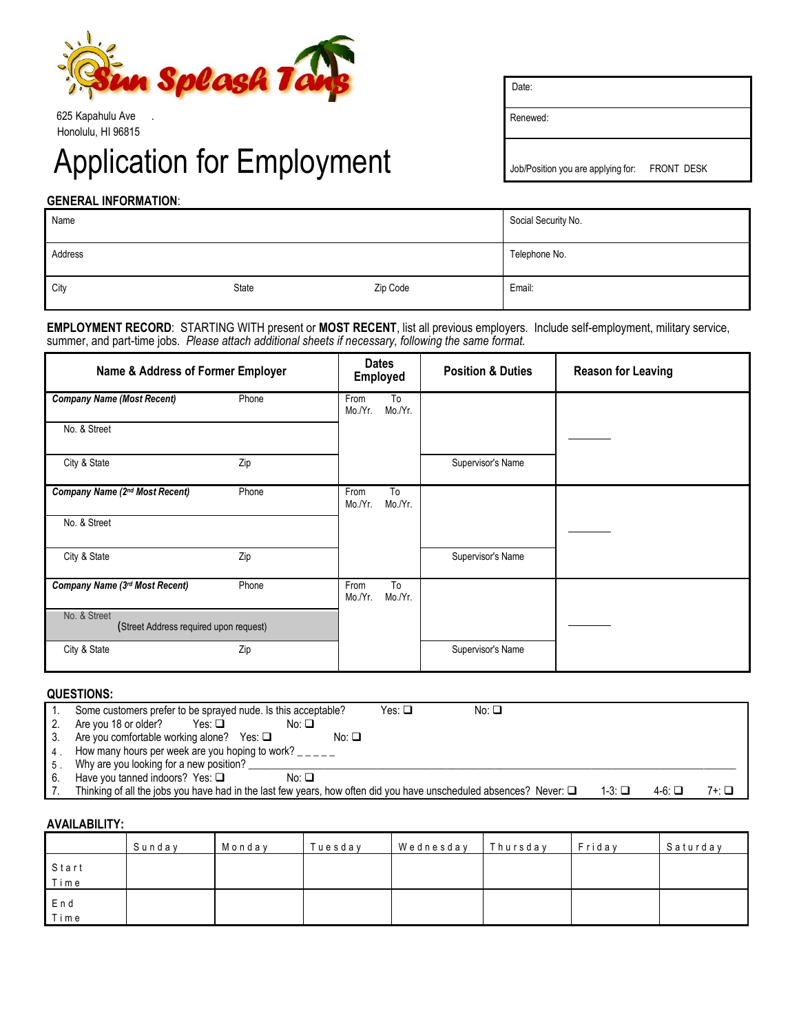Sun Splash Tans

625 Kapahulu Ave .
Honolulu, HI 96815

# Application for Employment

| | |
|---|---|
| Date: | |
| Renewed: | |
| Job/Position you are applying for: | FRONT DESK |

**GENERAL INFORMATION**:

| | | | |
|---|---|---|---|
| Name | | | Social Security No. |
| Address | | | Telephone No. |
| City | State | Zip Code | Email: |

**EMPLOYMENT RECORD**: STARTING WITH present or **MOST RECENT**, list all previous employers. Include self-employment, military service, summer, and part-time jobs. *Please attach additional sheets if necessary, following the same format.*

| Name & Address of Former Employer | | Dates Employed | Position & Duties | Reason for Leaving |
|---|---|---|---|---|
| ***Company Name (Most Recent)*** | Phone | From Mo./Yr. To Mo./Yr. | | |
| No. & Street | | | | _______ |
| City & State | Zip | | Supervisor's Name | |
| ***Company Name (2nd Most Recent)*** | Phone | From Mo./Yr. To Mo./Yr. | | |
| No. & Street | | | | _______ |
| City & State | Zip | | Supervisor's Name | |
| ***Company Name (3rd Most Recent)*** | Phone | From Mo./Yr. To Mo./Yr. | | |
| No. & Street (Street Address required upon request) | | | | _______ |
| City & State | Zip | | Supervisor's Name | |

**QUESTIONS:**

1. Some customers prefer to be sprayed nude. Is this acceptable? Yes: ❑ No: ❑
2. Are you 18 or older? Yes: ❑ No: ❑
3. Are you comfortable working alone? Yes: ❑ No: ❑
4. How many hours per week are you hoping to work? _ _ _ _ _
5. Why are you looking for a new position? ____________________________________________
6. Have you tanned indoors? Yes: ❑ No: ❑
7. Thinking of all the jobs you have had in the last few years, how often did you have unscheduled absences? Never: ❑ 1-3: ❑ 4-6: ❑ 7+: ❑

**AVAILABILITY:**

| | Sunday | Monday | Tuesday | Wednesday | Thursday | Friday | Saturday |
|---|---|---|---|---|---|---|---|
| Start Time | | | | | | | |
| End Time | | | | | | | |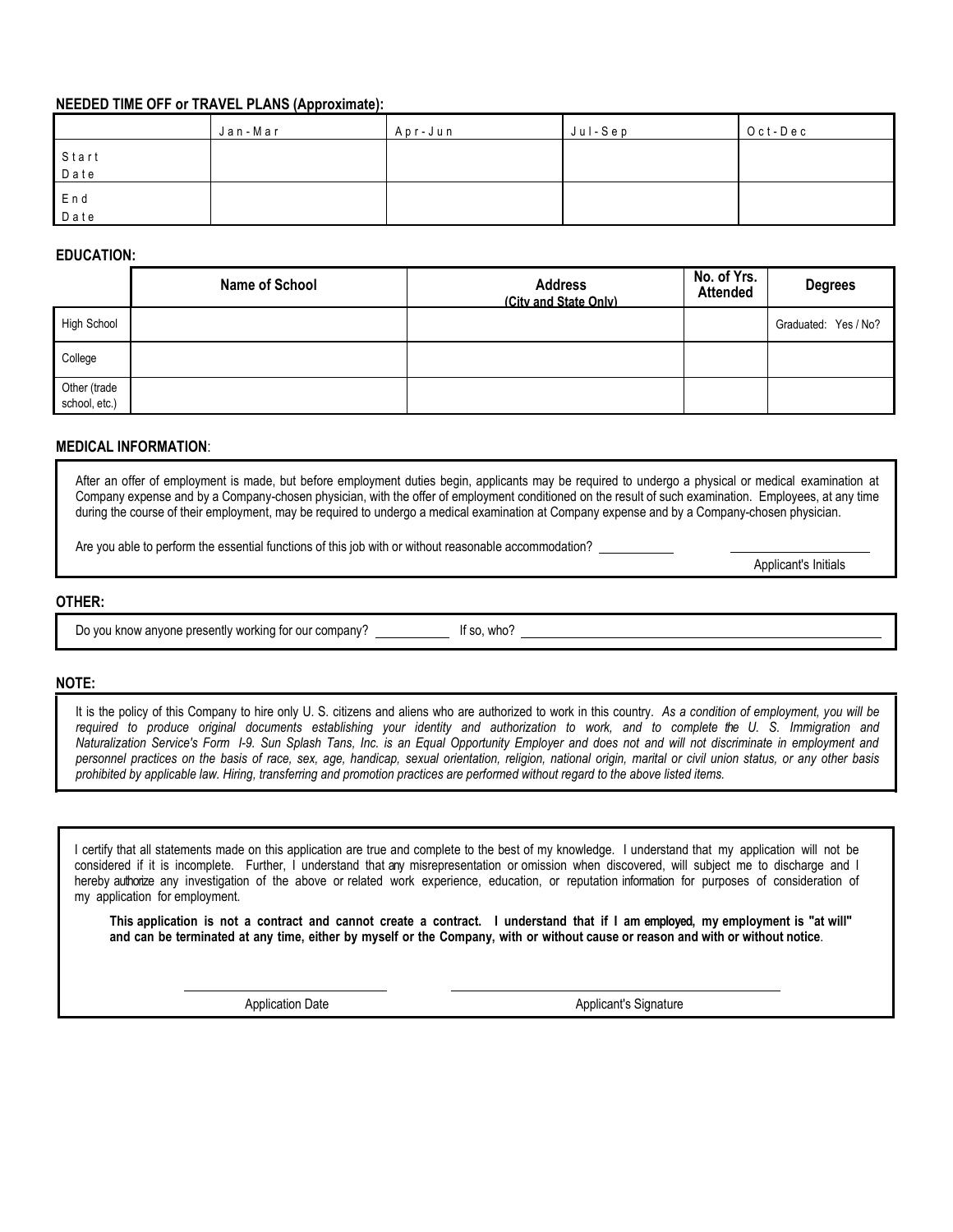**NEEDED TIME OFF or TRAVEL PLANS (Approximate):**

| | Jan-Mar | Apr-Jun | Jul-Sep | Oct-Dec |
|---|---|---|---|---|
| Start Date | | | | |
| End Date | | | | |

**EDUCATION:**

| | Name of School | Address (City and State Only) | No. of Yrs. Attended | Degrees |
|---|---|---|---|---|
| High School | | | | Graduated: Yes / No? |
| College | | | | |
| Other (trade school, etc.) | | | | |

**MEDICAL INFORMATION**:

After an offer of employment is made, but before employment duties begin, applicants may be required to undergo a physical or medical examination at Company expense and by a Company-chosen physician, with the offer of employment conditioned on the result of such examination. Employees, at any time during the course of their employment, may be required to undergo a medical examination at Company expense and by a Company-chosen physician.

Are you able to perform the essential functions of this job with or without reasonable accommodation? ___________ ____________________

Applicant's Initials

**OTHER:**

Do you know anyone presently working for our company? ___________ If so, who? ____________________________________________

**NOTE:**

It is the policy of this Company to hire only U. S. citizens and aliens who are authorized to work in this country. *As a condition of employment, you will be required to produce original documents establishing your identity and authorization to work, and to complete the U. S. Immigration and Naturalization Service's Form I-9. Sun Splash Tans, Inc. is an Equal Opportunity Employer and does not and will not discriminate in employment and personnel practices on the basis of race, sex, age, handicap, sexual orientation, religion, national origin, marital or civil union status, or any other basis prohibited by applicable law. Hiring, transferring and promotion practices are performed without regard to the above listed items.*

I certify that all statements made on this application are true and complete to the best of my knowledge. I understand that my application will not be considered if it is incomplete. Further, I understand that any misrepresentation or omission when discovered, will subject me to discharge and I hereby authorize any investigation of the above or related work experience, education, or reputation information for purposes of consideration of my application for employment.

**This application is not a contract and cannot create a contract. I understand that if I am employed, my employment is "at will" and can be terminated at any time, either by myself or the Company, with or without cause or reason and with or without notice**.

____________________ ________________________________

Application Date Applicant's Signature